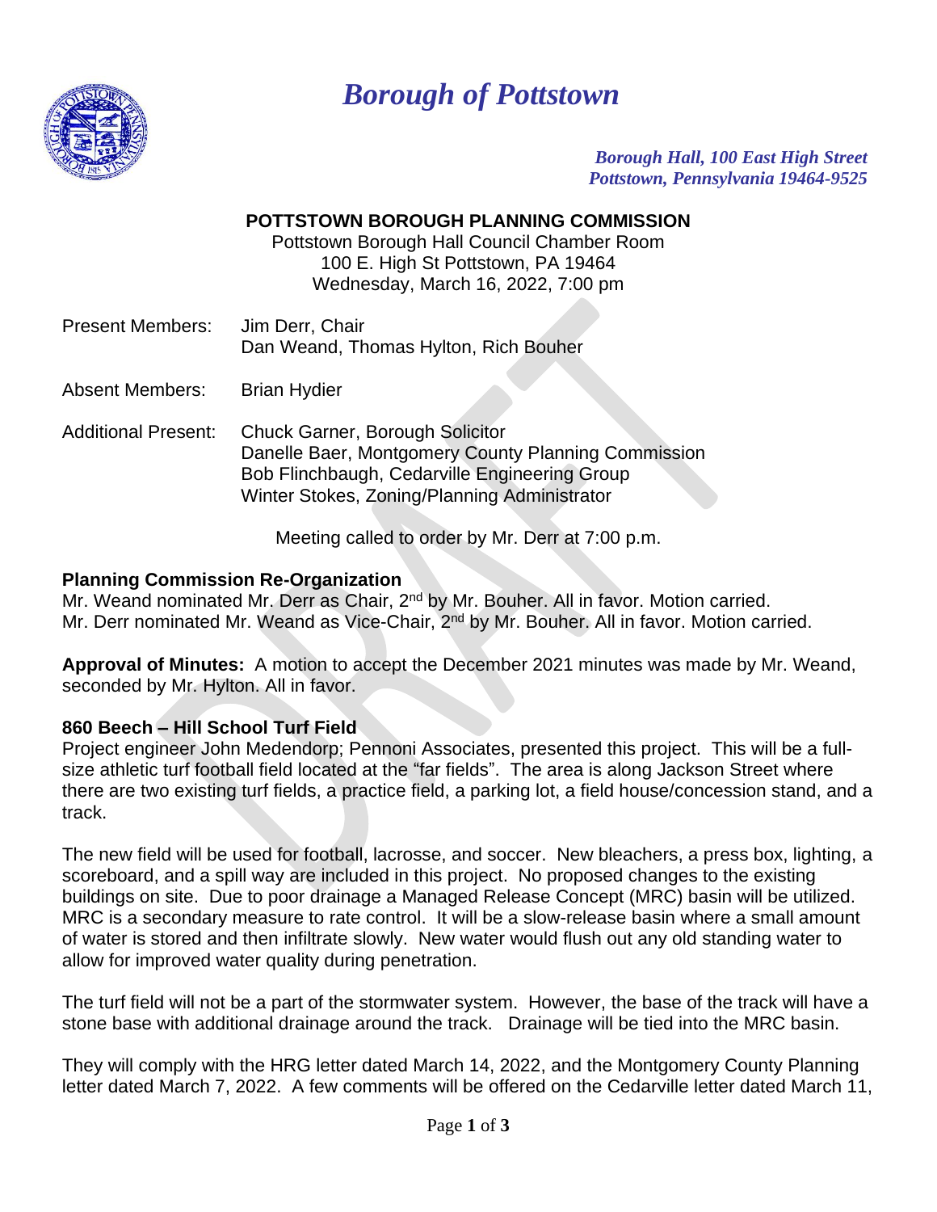# *Borough of Pottstown*

*Borough Hall, 100 East High Street*
*Pottstown, Pennsylvania 19464-9525*

**POTTSTOWN BOROUGH PLANNING COMMISSION**
Pottstown Borough Hall Council Chamber Room
100 E. High St Pottstown, PA 19464
Wednesday, March 16, 2022, 7:00 pm

Present Members: Jim Derr, Chair
Dan Weand, Thomas Hylton, Rich Bouher

Absent Members: Brian Hydier

Additional Present: Chuck Garner, Borough Solicitor
Danelle Baer, Montgomery County Planning Commission
Bob Flinchbaugh, Cedarville Engineering Group
Winter Stokes, Zoning/Planning Administrator

Meeting called to order by Mr. Derr at 7:00 p.m.

**Planning Commission Re-Organization**
Mr. Weand nominated Mr. Derr as Chair, 2nd by Mr. Bouher. All in favor. Motion carried.
Mr. Derr nominated Mr. Weand as Vice-Chair, 2nd by Mr. Bouher. All in favor. Motion carried.

**Approval of Minutes:** A motion to accept the December 2021 minutes was made by Mr. Weand, seconded by Mr. Hylton. All in favor.

**860 Beech – Hill School Turf Field**
Project engineer John Medendorp; Pennoni Associates, presented this project. This will be a full-size athletic turf football field located at the "far fields". The area is along Jackson Street where there are two existing turf fields, a practice field, a parking lot, a field house/concession stand, and a track.

The new field will be used for football, lacrosse, and soccer. New bleachers, a press box, lighting, a scoreboard, and a spill way are included in this project. No proposed changes to the existing buildings on site. Due to poor drainage a Managed Release Concept (MRC) basin will be utilized. MRC is a secondary measure to rate control. It will be a slow-release basin where a small amount of water is stored and then infiltrate slowly. New water would flush out any old standing water to allow for improved water quality during penetration.

The turf field will not be a part of the stormwater system. However, the base of the track will have a stone base with additional drainage around the track. Drainage will be tied into the MRC basin.

They will comply with the HRG letter dated March 14, 2022, and the Montgomery County Planning letter dated March 7, 2022. A few comments will be offered on the Cedarville letter dated March 11,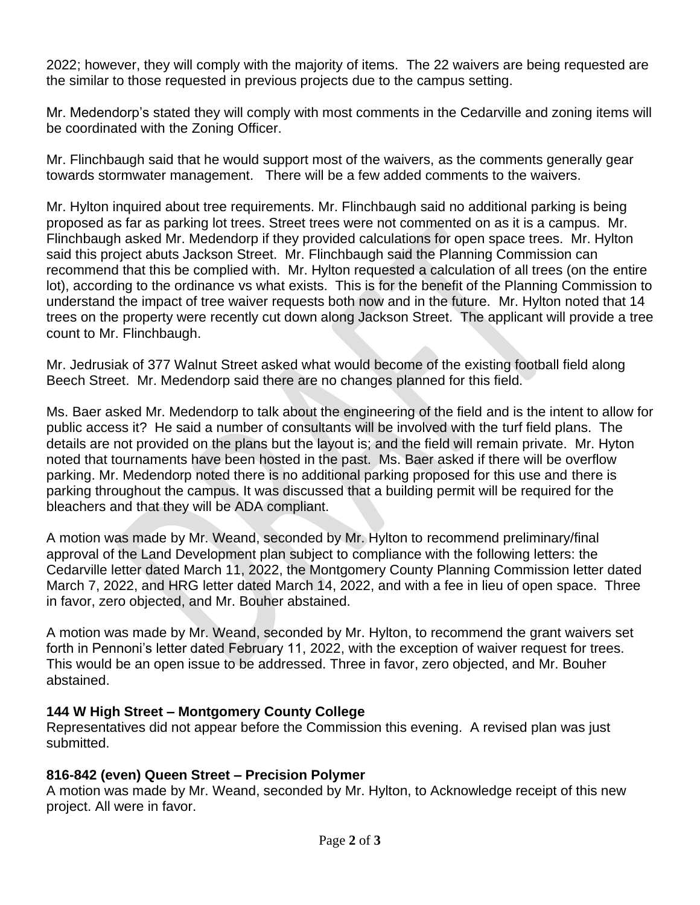2022; however, they will comply with the majority of items. The 22 waivers are being requested are the similar to those requested in previous projects due to the campus setting.

Mr. Medendorp's stated they will comply with most comments in the Cedarville and zoning items will be coordinated with the Zoning Officer.

Mr. Flinchbaugh said that he would support most of the waivers, as the comments generally gear towards stormwater management. There will be a few added comments to the waivers.

Mr. Hylton inquired about tree requirements. Mr. Flinchbaugh said no additional parking is being proposed as far as parking lot trees. Street trees were not commented on as it is a campus. Mr. Flinchbaugh asked Mr. Medendorp if they provided calculations for open space trees. Mr. Hylton said this project abuts Jackson Street. Mr. Flinchbaugh said the Planning Commission can recommend that this be complied with. Mr. Hylton requested a calculation of all trees (on the entire lot), according to the ordinance vs what exists. This is for the benefit of the Planning Commission to understand the impact of tree waiver requests both now and in the future. Mr. Hylton noted that 14 trees on the property were recently cut down along Jackson Street. The applicant will provide a tree count to Mr. Flinchbaugh.

Mr. Jedrusiak of 377 Walnut Street asked what would become of the existing football field along Beech Street. Mr. Medendorp said there are no changes planned for this field.

Ms. Baer asked Mr. Medendorp to talk about the engineering of the field and is the intent to allow for public access it? He said a number of consultants will be involved with the turf field plans. The details are not provided on the plans but the layout is; and the field will remain private. Mr. Hyton noted that tournaments have been hosted in the past. Ms. Baer asked if there will be overflow parking. Mr. Medendorp noted there is no additional parking proposed for this use and there is parking throughout the campus. It was discussed that a building permit will be required for the bleachers and that they will be ADA compliant.

A motion was made by Mr. Weand, seconded by Mr. Hylton to recommend preliminary/final approval of the Land Development plan subject to compliance with the following letters: the Cedarville letter dated March 11, 2022, the Montgomery County Planning Commission letter dated March 7, 2022, and HRG letter dated March 14, 2022, and with a fee in lieu of open space. Three in favor, zero objected, and Mr. Bouher abstained.

A motion was made by Mr. Weand, seconded by Mr. Hylton, to recommend the grant waivers set forth in Pennoni's letter dated February 11, 2022, with the exception of waiver request for trees. This would be an open issue to be addressed. Three in favor, zero objected, and Mr. Bouher abstained.

**144 W High Street – Montgomery County College**
Representatives did not appear before the Commission this evening. A revised plan was just submitted.

**816-842 (even) Queen Street – Precision Polymer**
A motion was made by Mr. Weand, seconded by Mr. Hylton, to Acknowledge receipt of this new project. All were in favor.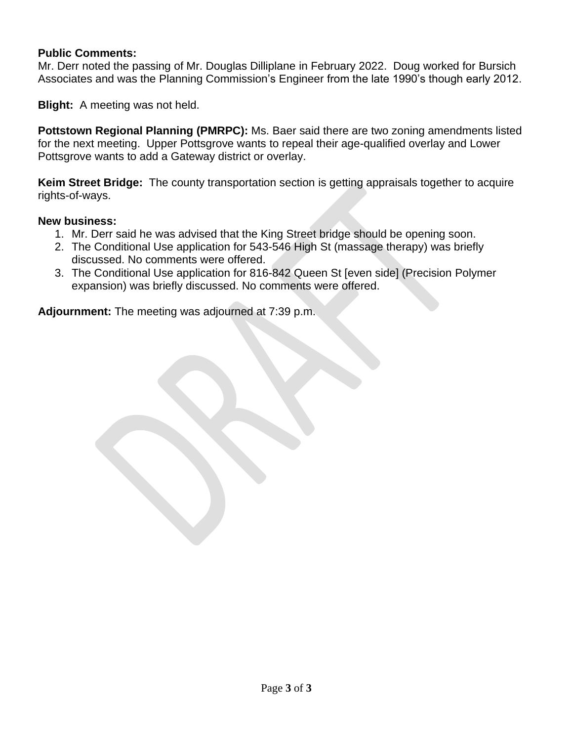**Public Comments:**
Mr. Derr noted the passing of Mr. Douglas Dilliplane in February 2022. Doug worked for Bursich Associates and was the Planning Commission's Engineer from the late 1990's though early 2012.

**Blight:** A meeting was not held.

**Pottstown Regional Planning (PMRPC):** Ms. Baer said there are two zoning amendments listed for the next meeting. Upper Pottsgrove wants to repeal their age-qualified overlay and Lower Pottsgrove wants to add a Gateway district or overlay.

**Keim Street Bridge:** The county transportation section is getting appraisals together to acquire rights-of-ways.

**New business:**

1. Mr. Derr said he was advised that the King Street bridge should be opening soon.
2. The Conditional Use application for 543-546 High St (massage therapy) was briefly discussed. No comments were offered.
3. The Conditional Use application for 816-842 Queen St [even side] (Precision Polymer expansion) was briefly discussed. No comments were offered.

**Adjournment:** The meeting was adjourned at 7:39 p.m.

DRAFT